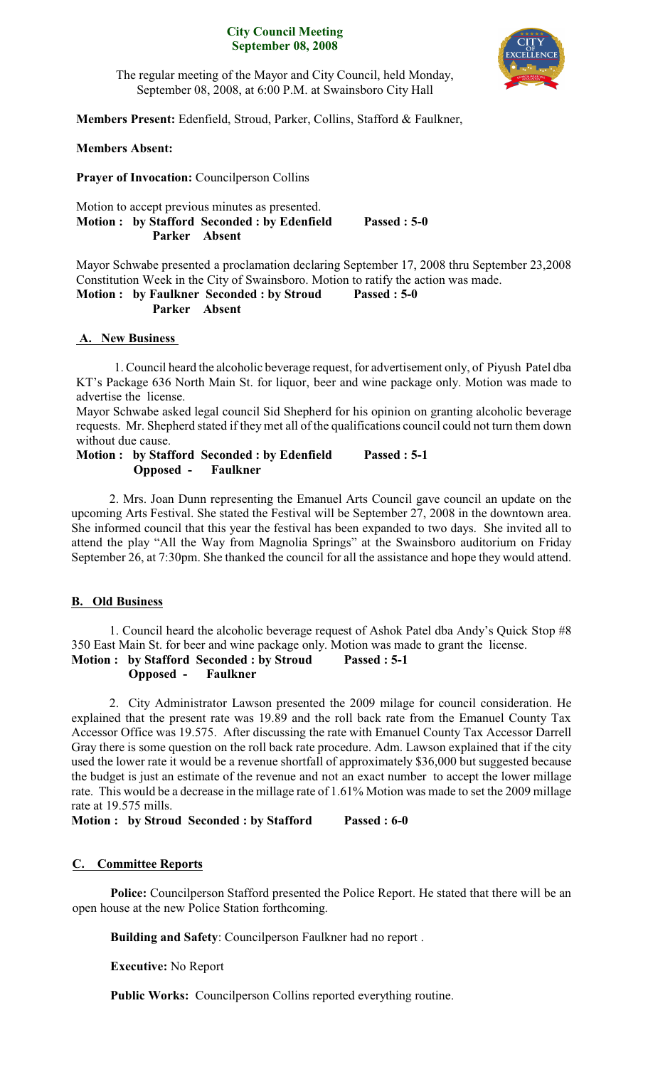# City Council Meeting
## September 08, 2008

The regular meeting of the Mayor and City Council, held Monday, September 08, 2008, at 6:00 P.M. at Swainsboro City Hall

**Members Present:** Edenfield, Stroud, Parker, Collins, Stafford & Faulkner,

**Members Absent:**

**Prayer of Invocation:** Councilperson Collins

Motion to accept previous minutes as presented.
**Motion : by Stafford Seconded : by Edenfield Passed : 5-0**
**Parker Absent**

Mayor Schwabe presented a proclamation declaring September 17, 2008 thru September 23,2008 Constitution Week in the City of Swainsboro. Motion to ratify the action was made.
**Motion : by Faulkner Seconded : by Stroud Passed : 5-0**
**Parker Absent**

### A. New Business

1. Council heard the alcoholic beverage request, for advertisement only, of Piyush Patel dba KT's Package 636 North Main St. for liquor, beer and wine package only. Motion was made to advertise the license.
Mayor Schwabe asked legal council Sid Shepherd for his opinion on granting alcoholic beverage requests. Mr. Shepherd stated if they met all of the qualifications council could not turn them down without due cause.
**Motion : by Stafford Seconded : by Edenfield Passed : 5-1**
**Opposed - Faulkner**

2. Mrs. Joan Dunn representing the Emanuel Arts Council gave council an update on the upcoming Arts Festival. She stated the Festival will be September 27, 2008 in the downtown area. She informed council that this year the festival has been expanded to two days. She invited all to attend the play "All the Way from Magnolia Springs" at the Swainsboro auditorium on Friday September 26, at 7:30pm. She thanked the council for all the assistance and hope they would attend.

### B. Old Business

1. Council heard the alcoholic beverage request of Ashok Patel dba Andy's Quick Stop #8 350 East Main St. for beer and wine package only. Motion was made to grant the license.
**Motion : by Stafford Seconded : by Stroud Passed : 5-1**
**Opposed - Faulkner**

2. City Administrator Lawson presented the 2009 milage for council consideration. He explained that the present rate was 19.89 and the roll back rate from the Emanuel County Tax Accessor Office was 19.575. After discussing the rate with Emanuel County Tax Accessor Darrell Gray there is some question on the roll back rate procedure. Adm. Lawson explained that if the city used the lower rate it would be a revenue shortfall of approximately $36,000 but suggested because the budget is just an estimate of the revenue and not an exact number to accept the lower millage rate. This would be a decrease in the millage rate of 1.61% Motion was made to set the 2009 millage rate at 19.575 mills.
**Motion : by Stroud Seconded : by Stafford Passed : 6-0**

### C. Committee Reports

**Police:** Councilperson Stafford presented the Police Report. He stated that there will be an open house at the new Police Station forthcoming.

**Building and Safety**: Councilperson Faulkner had no report .

**Executive:** No Report

**Public Works:** Councilperson Collins reported everything routine.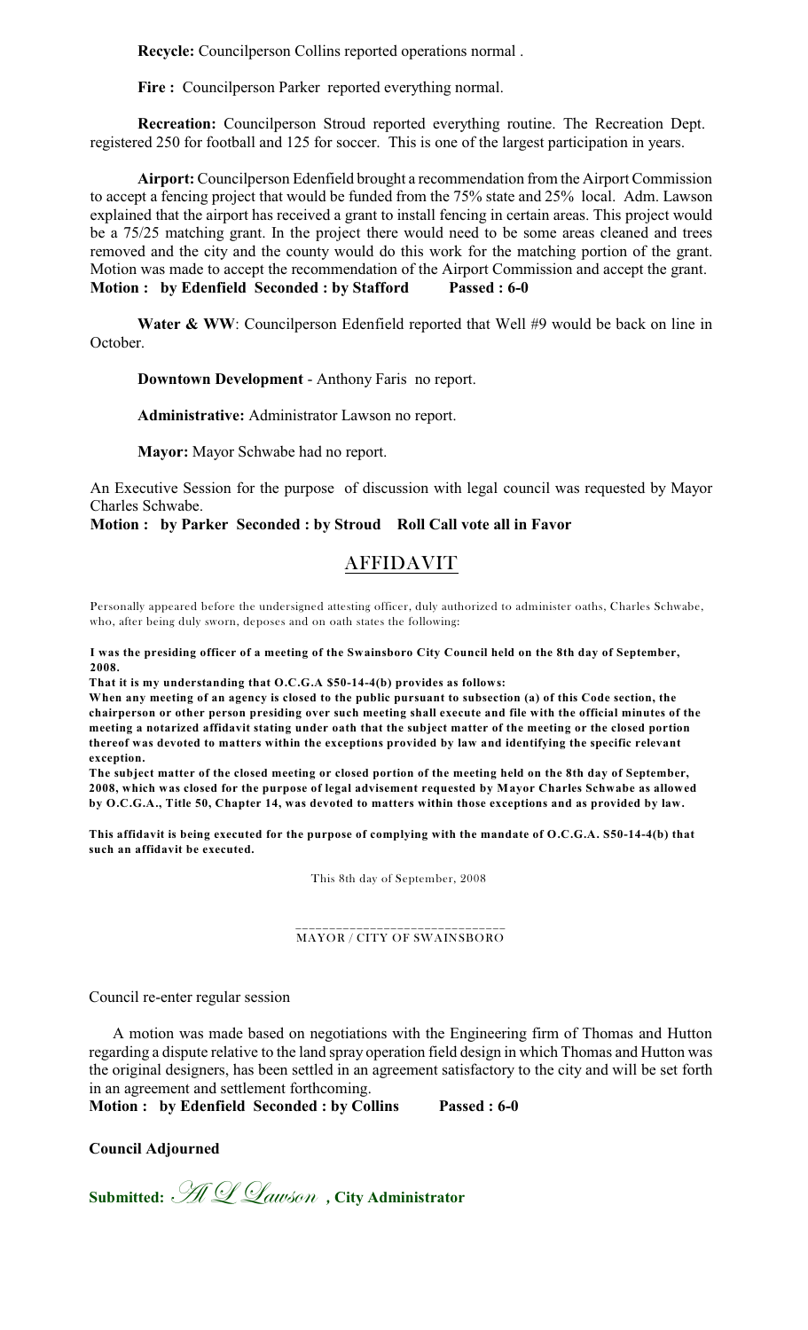**Recycle:** Councilperson Collins reported operations normal .

**Fire :** Councilperson Parker reported everything normal.

**Recreation:** Councilperson Stroud reported everything routine. The Recreation Dept. registered 250 for football and 125 for soccer. This is one of the largest participation in years.

**Airport:** Councilperson Edenfield brought a recommendation from the Airport Commission to accept a fencing project that would be funded from the 75% state and 25% local. Adm. Lawson explained that the airport has received a grant to install fencing in certain areas. This project would be a 75/25 matching grant. In the project there would need to be some areas cleaned and trees removed and the city and the county would do this work for the matching portion of the grant. Motion was made to accept the recommendation of the Airport Commission and accept the grant.
**Motion : by Edenfield Seconded : by Stafford Passed : 6-0**

**Water & WW**: Councilperson Edenfield reported that Well #9 would be back on line in October.

**Downtown Development** - Anthony Faris no report.

**Administrative:** Administrator Lawson no report.

**Mayor:** Mayor Schwabe had no report.

An Executive Session for the purpose of discussion with legal council was requested by Mayor Charles Schwabe.
**Motion : by Parker Seconded : by Stroud Roll Call vote all in Favor**

## AFFIDAVIT

Personally appeared before the undersigned attesting officer, duly authorized to administer oaths, Charles Schwabe, who, after being duly sworn, deposes and on oath states the following:

**I was the presiding officer of a meeting of the Swainsboro City Council held on the 8th day of September, 2008.**

**That it is my understanding that O.C.G.A $50-14-4(b) provides as follows:**

**When any meeting of an agency is closed to the public pursuant to subsection (a) of this Code section, the chairperson or other person presiding over such meeting shall execute and file with the official minutes of the meeting a notarized affidavit stating under oath that the subject matter of the meeting or the closed portion thereof was devoted to matters within the exceptions provided by law and identifying the specific relevant exception.**

**The subject matter of the closed meeting or closed portion of the meeting held on the 8th day of September, 2008, which was closed for the purpose of legal advisement requested by Mayor Charles Schwabe as allowed by O.C.G.A., Title 50, Chapter 14, was devoted to matters within those exceptions and as provided by law.**

**This affidavit is being executed for the purpose of complying with the mandate of O.C.G.A. S50-14-4(b) that such an affidavit be executed.**

This 8th day of September, 2008

______________________________
MAYOR / CITY OF SWAINSBORO

Council re-enter regular session

A motion was made based on negotiations with the Engineering firm of Thomas and Hutton regarding a dispute relative to the land spray operation field design in which Thomas and Hutton was the original designers, has been settled in an agreement satisfactory to the city and will be set forth in an agreement and settlement forthcoming.
**Motion : by Edenfield Seconded : by Collins Passed : 6-0**

**Council Adjourned**

**Submitted:** *Al L Lawson* **, City Administrator**